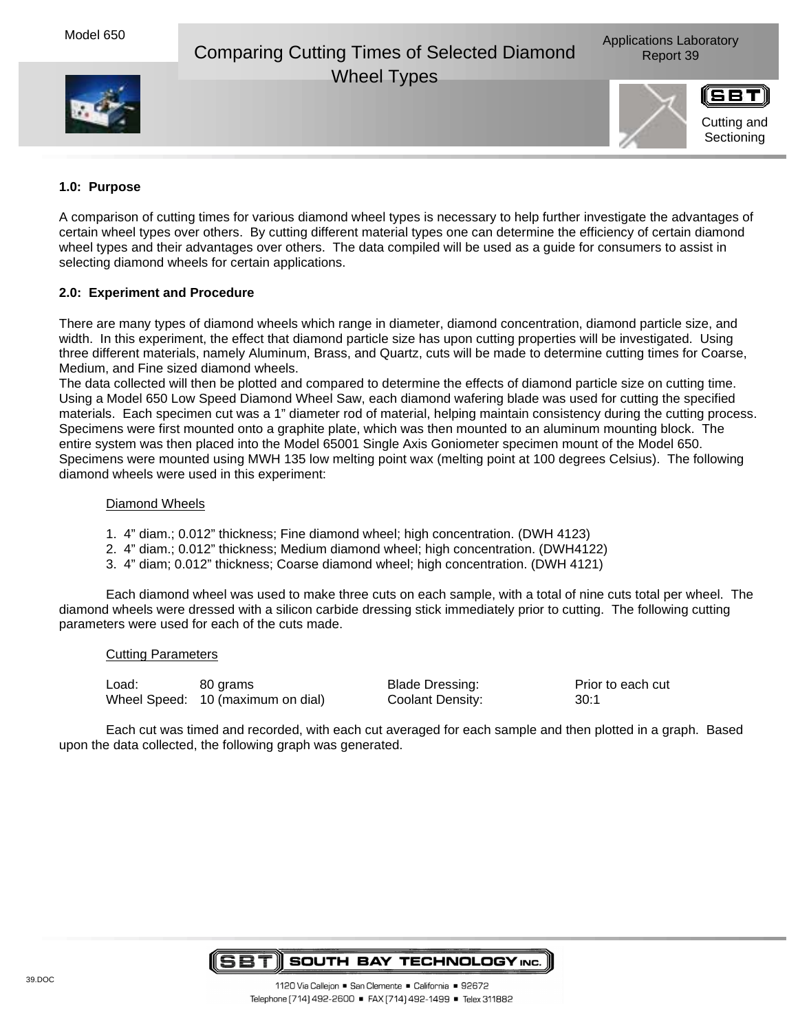Model 650

# Comparing Cutting Times of Selected Diamond Wheel Types

Applications Laboratory Report 39

Cutting and Sectioning

## 1.0: Purpose

A comparison of cutting times for various diamond wheel types is necessary to help further investigate the advantages of certain wheel types over others. By cutting different material types one can determine the efficiency of certain diamond wheel types and their advantages over others. The data compiled will be used as a guide for consumers to assist in selecting diamond wheels for certain applications.

## 2.0: Experiment and Procedure

There are many types of diamond wheels which range in diameter, diamond concentration, diamond particle size, and width. In this experiment, the effect that diamond particle size has upon cutting properties will be investigated. Using three different materials, namely Aluminum, Brass, and Quartz, cuts will be made to determine cutting times for Coarse, Medium, and Fine sized diamond wheels.
The data collected will then be plotted and compared to determine the effects of diamond particle size on cutting time. Using a Model 650 Low Speed Diamond Wheel Saw, each diamond wafering blade was used for cutting the specified materials. Each specimen cut was a 1" diameter rod of material, helping maintain consistency during the cutting process. Specimens were first mounted onto a graphite plate, which was then mounted to an aluminum mounting block. The entire system was then placed into the Model 65001 Single Axis Goniometer specimen mount of the Model 650. Specimens were mounted using MWH 135 low melting point wax (melting point at 100 degrees Celsius). The following diamond wheels were used in this experiment:

<u>Diamond Wheels</u>

1. 4" diam.; 0.012" thickness; Fine diamond wheel; high concentration. (DWH 4123)
2. 4" diam.; 0.012" thickness; Medium diamond wheel; high concentration. (DWH4122)
3. 4" diam; 0.012" thickness; Coarse diamond wheel; high concentration. (DWH 4121)

Each diamond wheel was used to make three cuts on each sample, with a total of nine cuts total per wheel. The diamond wheels were dressed with a silicon carbide dressing stick immediately prior to cutting. The following cutting parameters were used for each of the cuts made.

<u>Cutting Parameters</u>

| | | | |
|---|---|---|---|
| Load: | 80 grams | Blade Dressing: | Prior to each cut |
| Wheel Speed: | 10 (maximum on dial) | Coolant Density: | 30:1 |

Each cut was timed and recorded, with each cut averaged for each sample and then plotted in a graph. Based upon the data collected, the following graph was generated.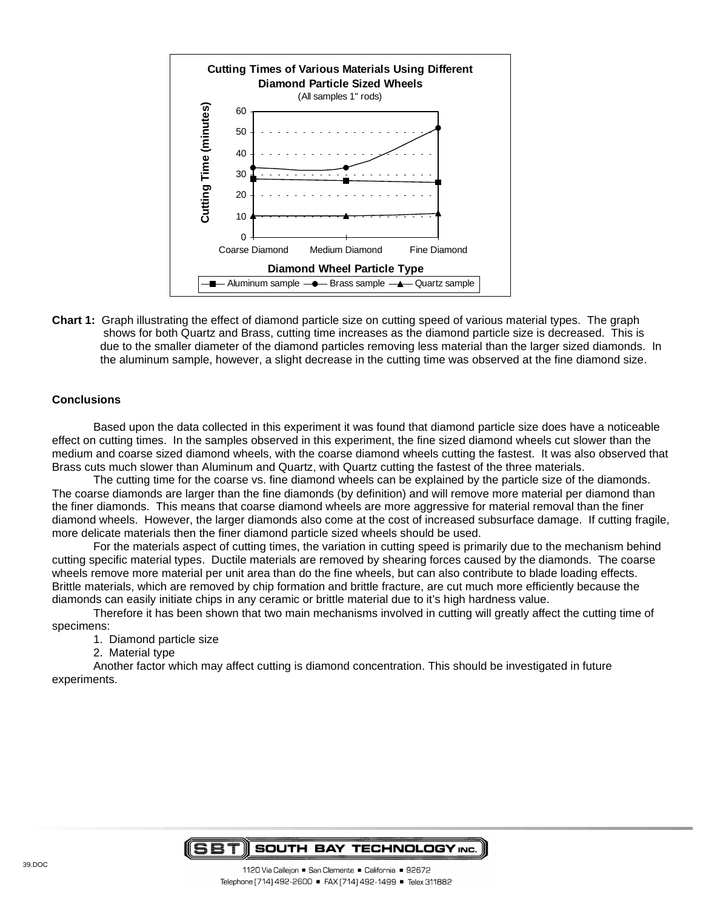Cutting Times of Various Materials Using Different Diamond Particle Sized Wheels

(All samples 1" rods)

Cutting Time (minutes)

60

50

40

30

20

10

0

Coarse Diamond

Medium Diamond

Fine Diamond

Diamond Wheel Particle Type

Aluminum sample

Brass sample

Quartz sample

**Chart 1:** Graph illustrating the effect of diamond particle size on cutting speed of various material types. The graph shows for both Quartz and Brass, cutting time increases as the diamond particle size is decreased. This is due to the smaller diameter of the diamond particles removing less material than the larger sized diamonds. In the aluminum sample, however, a slight decrease in the cutting time was observed at the fine diamond size.

## Conclusions

Based upon the data collected in this experiment it was found that diamond particle size does have a noticeable effect on cutting times. In the samples observed in this experiment, the fine sized diamond wheels cut slower than the medium and coarse sized diamond wheels, with the coarse diamond wheels cutting the fastest. It was also observed that Brass cuts much slower than Aluminum and Quartz, with Quartz cutting the fastest of the three materials.

The cutting time for the coarse vs. fine diamond wheels can be explained by the particle size of the diamonds. The coarse diamonds are larger than the fine diamonds (by definition) and will remove more material per diamond than the finer diamonds. This means that coarse diamond wheels are more aggressive for material removal than the finer diamond wheels. However, the larger diamonds also come at the cost of increased subsurface damage. If cutting fragile, more delicate materials then the finer diamond particle sized wheels should be used.

For the materials aspect of cutting times, the variation in cutting speed is primarily due to the mechanism behind cutting specific material types. Ductile materials are removed by shearing forces caused by the diamonds. The coarse wheels remove more material per unit area than do the fine wheels, but can also contribute to blade loading effects. Brittle materials, which are removed by chip formation and brittle fracture, are cut much more efficiently because the diamonds can easily initiate chips in any ceramic or brittle material due to it's high hardness value.

Therefore it has been shown that two main mechanisms involved in cutting will greatly affect the cutting time of specimens:

1. Diamond particle size
2. Material type

Another factor which may affect cutting is diamond concentration. This should be investigated in future experiments.